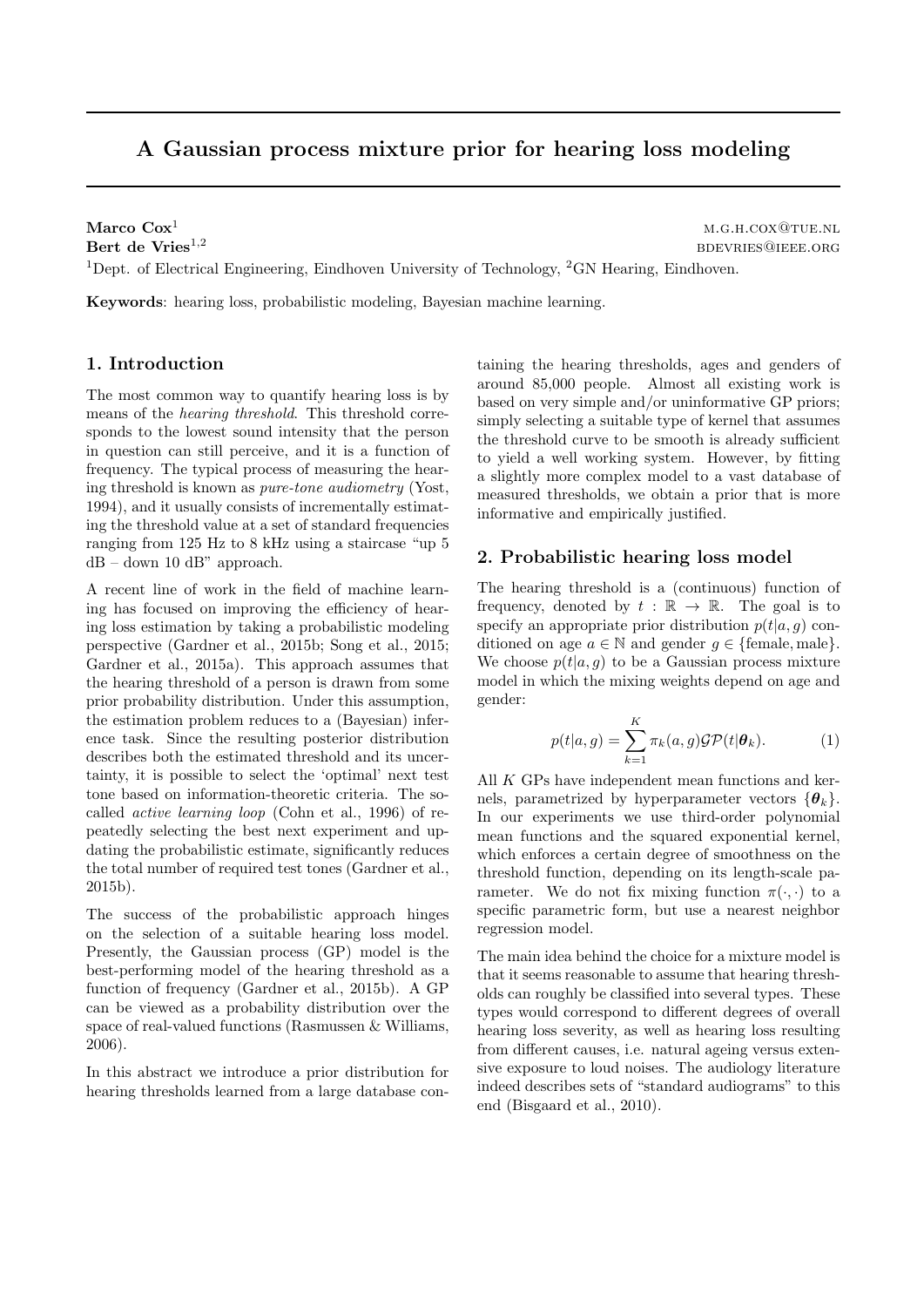# A Gaussian process mixture prior for hearing loss modeling

**Marco Cox**[1] M.G.H.COX@TUE.NL
**Bert de Vries**[1,2] BDEVRIES@IEEE.ORG

[1]Dept. of Electrical Engineering, Eindhoven University of Technology, [2]GN Hearing, Eindhoven.

**Keywords**: hearing loss, probabilistic modeling, Bayesian machine learning.

## 1. Introduction

The most common way to quantify hearing loss is by means of the *hearing threshold*. This threshold corresponds to the lowest sound intensity that the person in question can still perceive, and it is a function of frequency. The typical process of measuring the hearing threshold is known as *pure-tone audiometry* (Yost, 1994), and it usually consists of incrementally estimating the threshold value at a set of standard frequencies ranging from 125 Hz to 8 kHz using a staircase "up 5 dB – down 10 dB" approach.

A recent line of work in the field of machine learning has focused on improving the efficiency of hearing loss estimation by taking a probabilistic modeling perspective (Gardner et al., 2015b; Song et al., 2015; Gardner et al., 2015a). This approach assumes that the hearing threshold of a person is drawn from some prior probability distribution. Under this assumption, the estimation problem reduces to a (Bayesian) inference task. Since the resulting posterior distribution describes both the estimated threshold and its uncertainty, it is possible to select the 'optimal' next test tone based on information-theoretic criteria. The so-called *active learning loop* (Cohn et al., 1996) of repeatedly selecting the best next experiment and updating the probabilistic estimate, significantly reduces the total number of required test tones (Gardner et al., 2015b).

The success of the probabilistic approach hinges on the selection of a suitable hearing loss model. Presently, the Gaussian process (GP) model is the best-performing model of the hearing threshold as a function of frequency (Gardner et al., 2015b). A GP can be viewed as a probability distribution over the space of real-valued functions (Rasmussen & Williams, 2006).

In this abstract we introduce a prior distribution for hearing thresholds learned from a large database containing the hearing thresholds, ages and genders of around 85,000 people. Almost all existing work is based on very simple and/or uninformative GP priors; simply selecting a suitable type of kernel that assumes the threshold curve to be smooth is already sufficient to yield a well working system. However, by fitting a slightly more complex model to a vast database of measured thresholds, we obtain a prior that is more informative and empirically justified.

## 2. Probabilistic hearing loss model

The hearing threshold is a (continuous) function of frequency, denoted by $t : \mathbb{R} \to \mathbb{R}$. The goal is to specify an appropriate prior distribution $p(t|a, g)$ conditioned on age $a \in \mathbb{N}$ and gender $g \in \{\text{female}, \text{male}\}$. We choose $p(t|a, g)$ to be a Gaussian process mixture model in which the mixing weights depend on age and gender:

$$p(t|a, g) = \sum_{k=1}^{K} \pi_k(a, g)\mathcal{GP}(t|\boldsymbol{\theta}_k). \tag{1}$$

All $K$ GPs have independent mean functions and kernels, parametrized by hyperparameter vectors $\{\boldsymbol{\theta}_k\}$. In our experiments we use third-order polynomial mean functions and the squared exponential kernel, which enforces a certain degree of smoothness on the threshold function, depending on its length-scale parameter. We do not fix mixing function $\pi(\cdot, \cdot)$ to a specific parametric form, but use a nearest neighbor regression model.

The main idea behind the choice for a mixture model is that it seems reasonable to assume that hearing thresholds can roughly be classified into several types. These types would correspond to different degrees of overall hearing loss severity, as well as hearing loss resulting from different causes, i.e. natural ageing versus extensive exposure to loud noises. The audiology literature indeed describes sets of "standard audiograms" to this end (Bisgaard et al., 2010).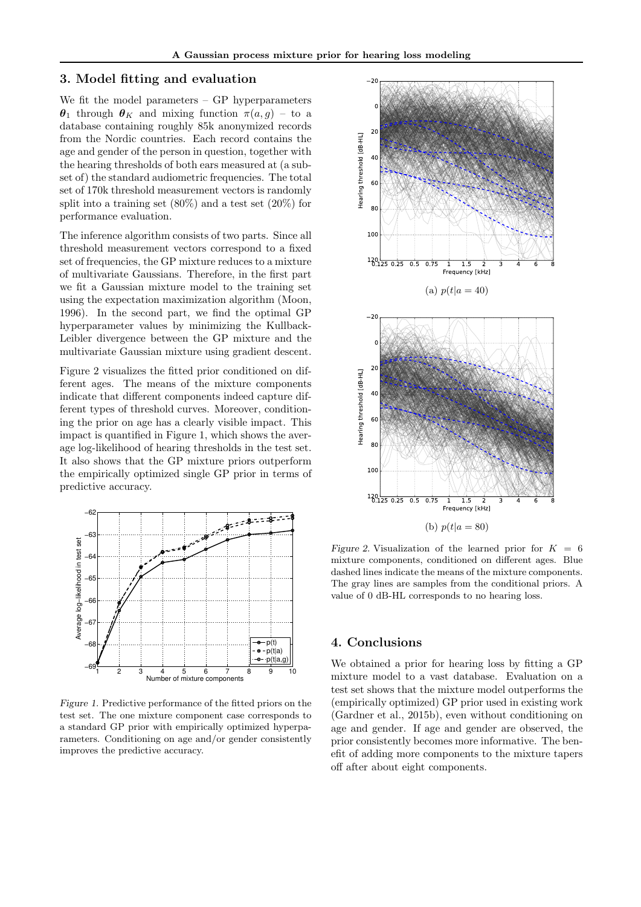## 3. Model fitting and evaluation

We fit the model parameters – GP hyperparameters $\boldsymbol{\theta}_1$ through $\boldsymbol{\theta}_K$ and mixing function $\pi(a, g)$ – to a database containing roughly 85k anonymized records from the Nordic countries. Each record contains the age and gender of the person in question, together with the hearing thresholds of both ears measured at (a subset of) the standard audiometric frequencies. The total set of 170k threshold measurement vectors is randomly split into a training set (80%) and a test set (20%) for performance evaluation.

The inference algorithm consists of two parts. Since all threshold measurement vectors correspond to a fixed set of frequencies, the GP mixture reduces to a mixture of multivariate Gaussians. Therefore, in the first part we fit a Gaussian mixture model to the training set using the expectation maximization algorithm (Moon, 1996). In the second part, we find the optimal GP hyperparameter values by minimizing the Kullback-Leibler divergence between the GP mixture and the multivariate Gaussian mixture using gradient descent.

Figure 2 visualizes the fitted prior conditioned on different ages. The means of the mixture components indicate that different components indeed capture different types of threshold curves. Moreover, conditioning the prior on age has a clearly visible impact. This impact is quantified in Figure 1, which shows the average log-likelihood of hearing thresholds in the test set. It also shows that the GP mixture priors outperform the empirically optimized single GP prior in terms of predictive accuracy.

Average log–likelihood in test set
−62
−63
−64
−65
−66
−67
−68
−69
1 2 3 4 5 6 7 8 9 10
Number of mixture components
p(t)
p(t|a)
p(t|a,g)

*Figure 1.* Predictive performance of the fitted priors on the test set. The one mixture component case corresponds to a standard GP prior with empirically optimized hyperparameters. Conditioning on age and/or gender consistently improves the predictive accuracy.

Hearing threshold [dB-HL]
−20
0
20
40
60
80
100
120
0.125 0.25 0.5 0.75 1 1.5 2 3 4 6 8
Frequency [kHz]

(a) $p(t|a = 40)$

Hearing threshold [dB-HL]
−20
0
20
40
60
80
100
120
0.125 0.25 0.5 0.75 1 1.5 2 3 4 6 8
Frequency [kHz]

(b) $p(t|a = 80)$

*Figure 2.* Visualization of the learned prior for $K = 6$ mixture components, conditioned on different ages. Blue dashed lines indicate the means of the mixture components. The gray lines are samples from the conditional priors. A value of 0 dB-HL corresponds to no hearing loss.

## 4. Conclusions

We obtained a prior for hearing loss by fitting a GP mixture model to a vast database. Evaluation on a test set shows that the mixture model outperforms the (empirically optimized) GP prior used in existing work (Gardner et al., 2015b), even without conditioning on age and gender. If age and gender are observed, the prior consistently becomes more informative. The benefit of adding more components to the mixture tapers off after about eight components.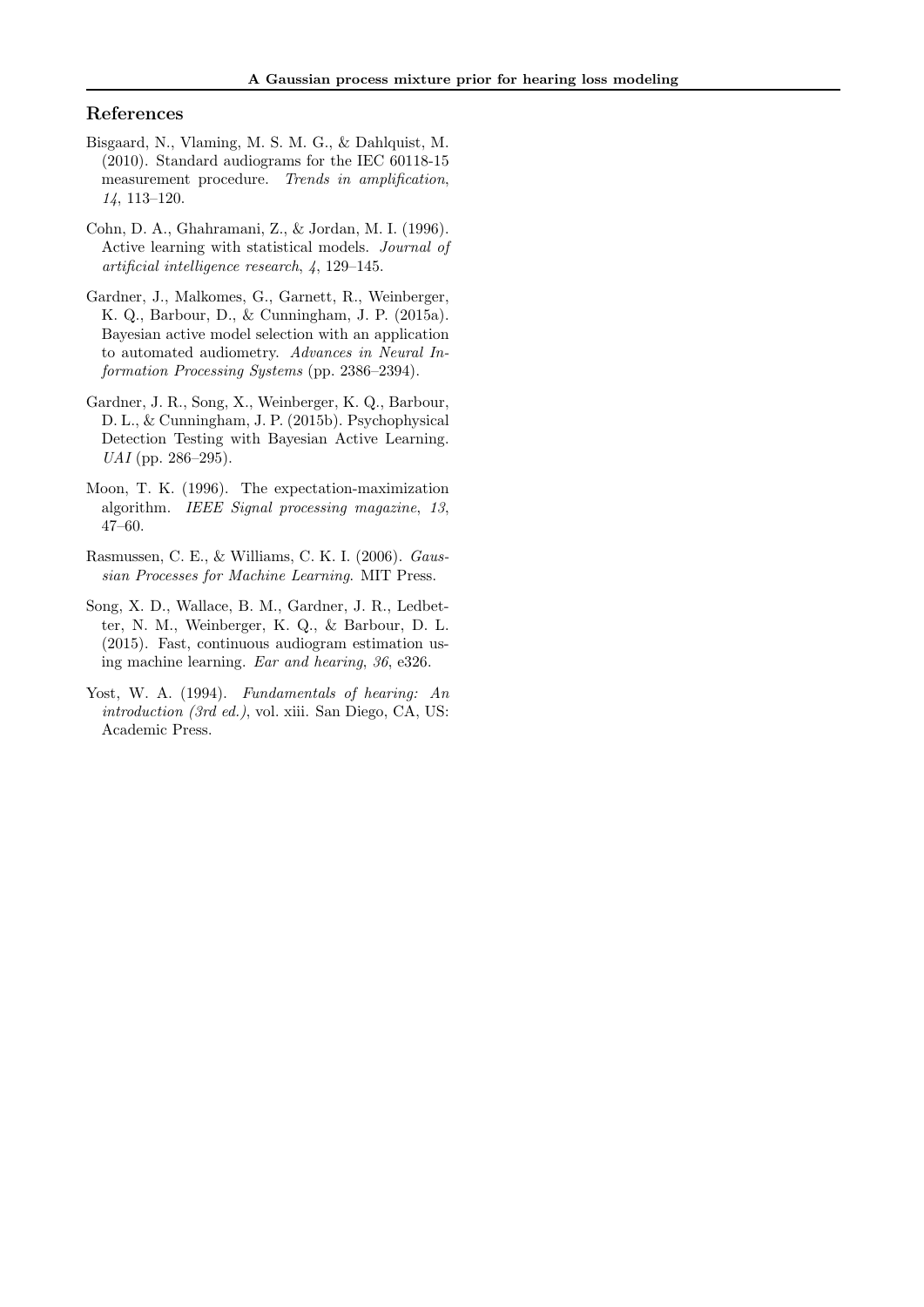## References

Bisgaard, N., Vlaming, M. S. M. G., & Dahlquist, M. (2010). Standard audiograms for the IEC 60118-15 measurement procedure. *Trends in amplification*, *14*, 113–120.

Cohn, D. A., Ghahramani, Z., & Jordan, M. I. (1996). Active learning with statistical models. *Journal of artificial intelligence research*, *4*, 129–145.

Gardner, J., Malkomes, G., Garnett, R., Weinberger, K. Q., Barbour, D., & Cunningham, J. P. (2015a). Bayesian active model selection with an application to automated audiometry. *Advances in Neural Information Processing Systems* (pp. 2386–2394).

Gardner, J. R., Song, X., Weinberger, K. Q., Barbour, D. L., & Cunningham, J. P. (2015b). Psychophysical Detection Testing with Bayesian Active Learning. *UAI* (pp. 286–295).

Moon, T. K. (1996). The expectation-maximization algorithm. *IEEE Signal processing magazine*, *13*, 47–60.

Rasmussen, C. E., & Williams, C. K. I. (2006). *Gaussian Processes for Machine Learning*. MIT Press.

Song, X. D., Wallace, B. M., Gardner, J. R., Ledbetter, N. M., Weinberger, K. Q., & Barbour, D. L. (2015). Fast, continuous audiogram estimation using machine learning. *Ear and hearing*, *36*, e326.

Yost, W. A. (1994). *Fundamentals of hearing: An introduction (3rd ed.)*, vol. xiii. San Diego, CA, US: Academic Press.